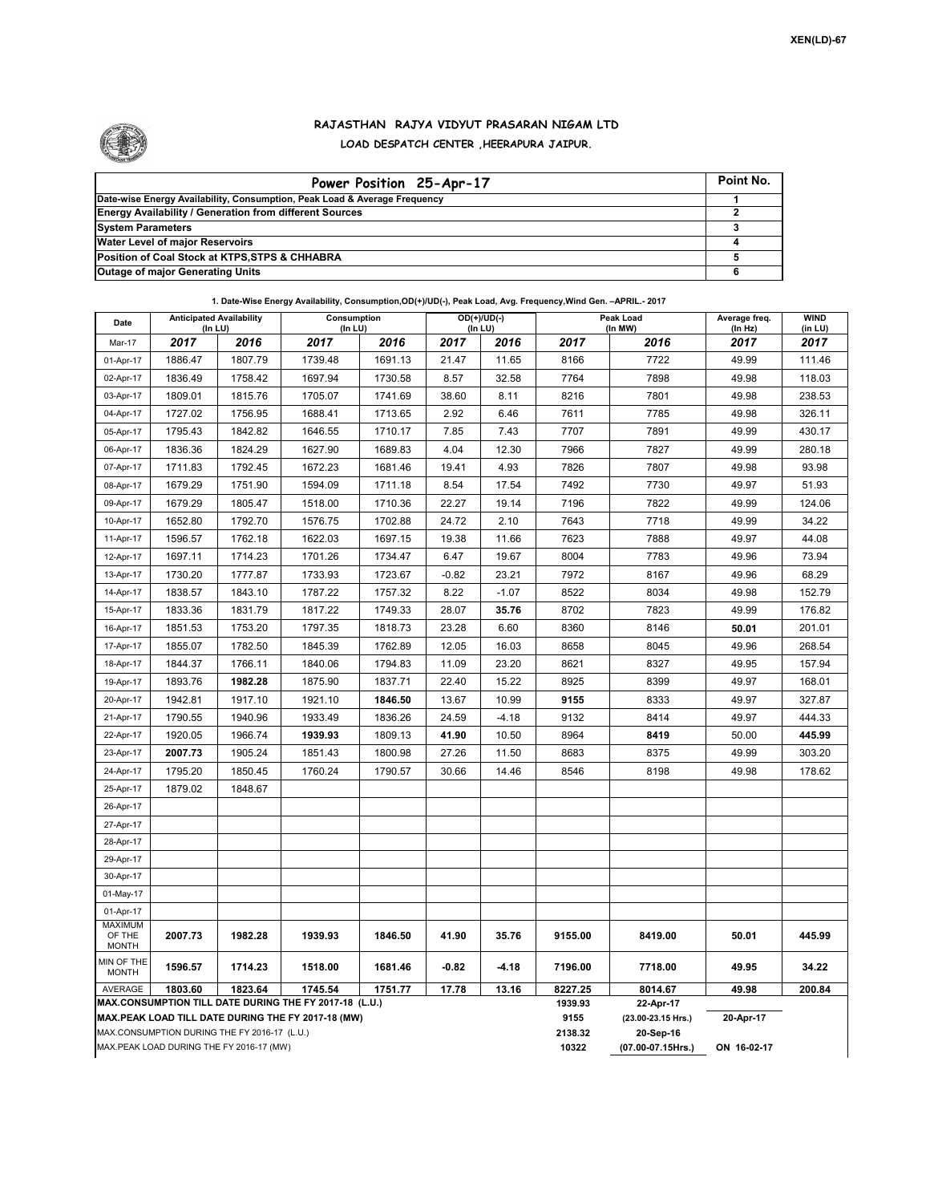XEN(LD)-67

# RAJASTHAN RAJYA VIDYUT PRASARAN NIGAM LTD

## LOAD DESPATCH CENTER ,HEERAPURA JAIPUR.

| Power Position 25-Apr-17 | Point No. |
|---|---|
| Date-wise Energy Availability, Consumption, Peak Load & Average Frequency | 1 |
| Energy Availability / Generation from different Sources | 2 |
| System Parameters | 3 |
| Water Level of major Reservoirs | 4 |
| Position of Coal Stock at KTPS,STPS & CHHABRA | 5 |
| Outage of major Generating Units | 6 |

**1. Date-Wise Energy Availability, Consumption,OD(+)/UD(-), Peak Load, Avg. Frequency,Wind Gen. –APRIL.- 2017**

| Date | Anticipated Availability (In LU) | | Consumption (In LU) | | OD(+)/UD(-) (In LU) | | Peak Load (In MW) | | Average freq. (In Hz) | WIND (in LU) |
|---|---|---|---|---|---|---|---|---|---|---|
| Mar-17 | 2017 | 2016 | 2017 | 2016 | 2017 | 2016 | 2017 | 2016 | 2017 | 2017 |
| 01-Apr-17 | 1886.47 | 1807.79 | 1739.48 | 1691.13 | 21.47 | 11.65 | 8166 | 7722 | 49.99 | 111.46 |
| 02-Apr-17 | 1836.49 | 1758.42 | 1697.94 | 1730.58 | 8.57 | 32.58 | 7764 | 7898 | 49.98 | 118.03 |
| 03-Apr-17 | 1809.01 | 1815.76 | 1705.07 | 1741.69 | 38.60 | 8.11 | 8216 | 7801 | 49.98 | 238.53 |
| 04-Apr-17 | 1727.02 | 1756.95 | 1688.41 | 1713.65 | 2.92 | 6.46 | 7611 | 7785 | 49.98 | 326.11 |
| 05-Apr-17 | 1795.43 | 1842.82 | 1646.55 | 1710.17 | 7.85 | 7.43 | 7707 | 7891 | 49.99 | 430.17 |
| 06-Apr-17 | 1836.36 | 1824.29 | 1627.90 | 1689.83 | 4.04 | 12.30 | 7966 | 7827 | 49.99 | 280.18 |
| 07-Apr-17 | 1711.83 | 1792.45 | 1672.23 | 1681.46 | 19.41 | 4.93 | 7826 | 7807 | 49.98 | 93.98 |
| 08-Apr-17 | 1679.29 | 1751.90 | 1594.09 | 1711.18 | 8.54 | 17.54 | 7492 | 7730 | 49.97 | 51.93 |
| 09-Apr-17 | 1679.29 | 1805.47 | 1518.00 | 1710.36 | 22.27 | 19.14 | 7196 | 7822 | 49.99 | 124.06 |
| 10-Apr-17 | 1652.80 | 1792.70 | 1576.75 | 1702.88 | 24.72 | 2.10 | 7643 | 7718 | 49.99 | 34.22 |
| 11-Apr-17 | 1596.57 | 1762.18 | 1622.03 | 1697.15 | 19.38 | 11.66 | 7623 | 7888 | 49.97 | 44.08 |
| 12-Apr-17 | 1697.11 | 1714.23 | 1701.26 | 1734.47 | 6.47 | 19.67 | 8004 | 7783 | 49.96 | 73.94 |
| 13-Apr-17 | 1730.20 | 1777.87 | 1733.93 | 1723.67 | -0.82 | 23.21 | 7972 | 8167 | 49.96 | 68.29 |
| 14-Apr-17 | 1838.57 | 1843.10 | 1787.22 | 1757.32 | 8.22 | -1.07 | 8522 | 8034 | 49.98 | 152.79 |
| 15-Apr-17 | 1833.36 | 1831.79 | 1817.22 | 1749.33 | 28.07 | **35.76** | 8702 | 7823 | 49.99 | 176.82 |
| 16-Apr-17 | 1851.53 | 1753.20 | 1797.35 | 1818.73 | 23.28 | 6.60 | 8360 | 8146 | **50.01** | 201.01 |
| 17-Apr-17 | 1855.07 | 1782.50 | 1845.39 | 1762.89 | 12.05 | 16.03 | 8658 | 8045 | 49.96 | 268.54 |
| 18-Apr-17 | 1844.37 | 1766.11 | 1840.06 | 1794.83 | 11.09 | 23.20 | 8621 | 8327 | 49.95 | 157.94 |
| 19-Apr-17 | 1893.76 | **1982.28** | 1875.90 | 1837.71 | 22.40 | 15.22 | 8925 | 8399 | 49.97 | 168.01 |
| 20-Apr-17 | 1942.81 | 1917.10 | 1921.10 | **1846.50** | 13.67 | 10.99 | **9155** | 8333 | 49.97 | 327.87 |
| 21-Apr-17 | 1790.55 | 1940.96 | 1933.49 | 1836.26 | 24.59 | -4.18 | 9132 | 8414 | 49.97 | 444.33 |
| 22-Apr-17 | 1920.05 | 1966.74 | **1939.93** | 1809.13 | **41.90** | 10.50 | 8964 | **8419** | 50.00 | **445.99** |
| 23-Apr-17 | **2007.73** | 1905.24 | 1851.43 | 1800.98 | 27.26 | 11.50 | 8683 | 8375 | 49.99 | 303.20 |
| 24-Apr-17 | 1795.20 | 1850.45 | 1760.24 | 1790.57 | 30.66 | 14.46 | 8546 | 8198 | 49.98 | 178.62 |
| 25-Apr-17 | 1879.02 | 1848.67 | | | | | | | | |
| 26-Apr-17 | | | | | | | | | | |
| 27-Apr-17 | | | | | | | | | | |
| 28-Apr-17 | | | | | | | | | | |
| 29-Apr-17 | | | | | | | | | | |
| 30-Apr-17 | | | | | | | | | | |
| 01-May-17 | | | | | | | | | | |
| 01-Apr-17 | | | | | | | | | | |
| MAXIMUM OF THE MONTH | 2007.73 | 1982.28 | 1939.93 | 1846.50 | 41.90 | 35.76 | 9155.00 | 8419.00 | 50.01 | 445.99 |
| MIN OF THE MONTH | 1596.57 | 1714.23 | 1518.00 | 1681.46 | -0.82 | -4.18 | 7196.00 | 7718.00 | 49.95 | 34.22 |
| AVERAGE | 1803.60 | 1823.64 | 1745.54 | 1751.77 | 17.78 | 13.16 | 8227.25 | 8014.67 | 49.98 | 200.84 |
| MAX.CONSUMPTION TILL DATE DURING THE FY 2017-18 (L.U.) | | | | | | | 1939.93 | 22-Apr-17 | | |
| MAX.PEAK LOAD TILL DATE DURING THE FY 2017-18 (MW) | | | | | | | 9155 | (23.00-23.15 Hrs.) | 20-Apr-17 | |
| MAX.CONSUMPTION DURING THE FY 2016-17 (L.U.) | | | | | | | 2138.32 | 20-Sep-16 | | |
| MAX.PEAK LOAD DURING THE FY 2016-17 (MW) | | | | | | | 10322 | (07.00-07.15Hrs.) | ON 16-02-17 | |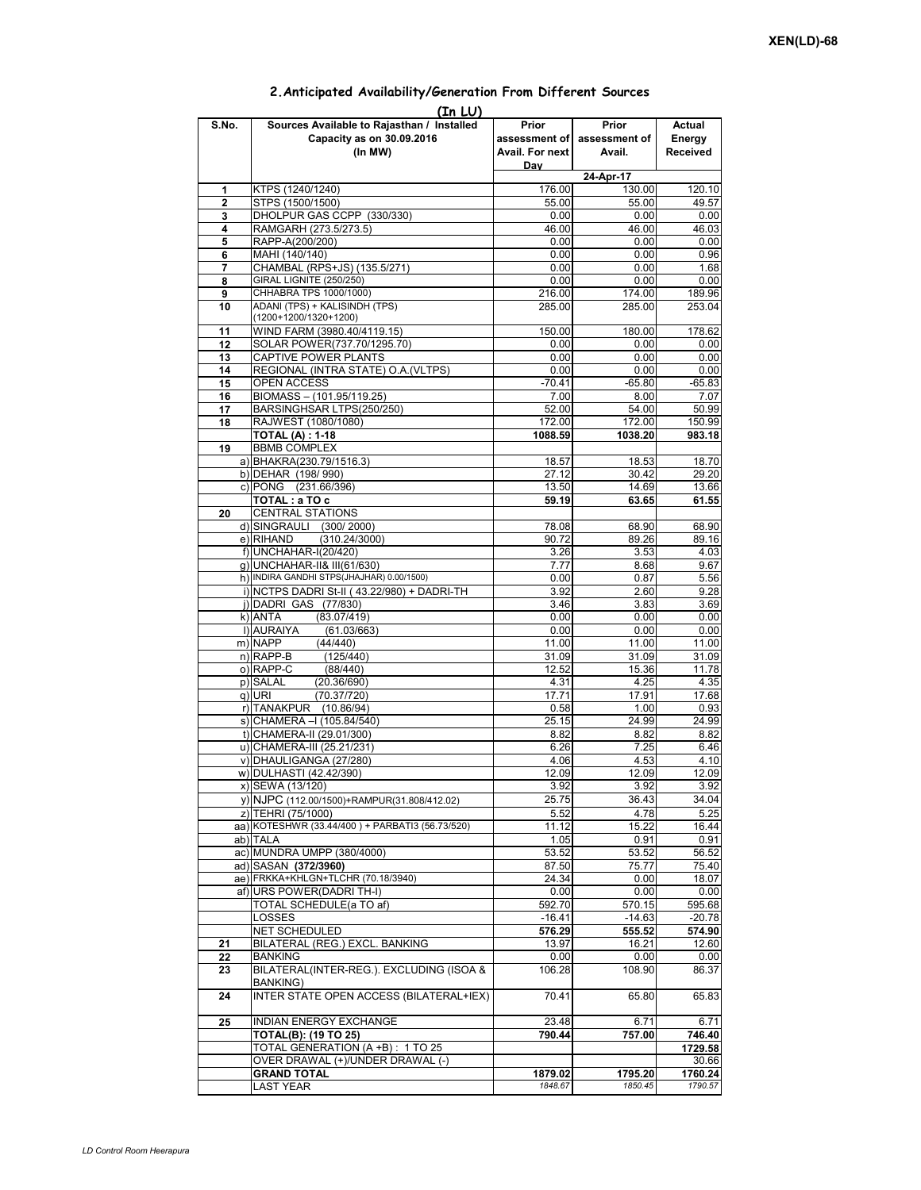XEN(LD)-68

## 2.Anticipated Availability/Generation From Different Sources

**(In LU)**

| S.No. | Sources Available to Rajasthan / Installed Capacity as on 30.09.2016 (In MW) | Prior assessment of Avail. For next Day | Prior assessment of Avail. | Actual Energy Received |
|---|---|---|---|---|
| | | | 24-Apr-17 | |
| 1 | KTPS (1240/1240) | 176.00 | 130.00 | 120.10 |
| 2 | STPS (1500/1500) | 55.00 | 55.00 | 49.57 |
| 3 | DHOLPUR GAS CCPP (330/330) | 0.00 | 0.00 | 0.00 |
| 4 | RAMGARH (273.5/273.5) | 46.00 | 46.00 | 46.03 |
| 5 | RAPP-A(200/200) | 0.00 | 0.00 | 0.00 |
| 6 | MAHI (140/140) | 0.00 | 0.00 | 0.96 |
| 7 | CHAMBAL (RPS+JS) (135.5/271) | 0.00 | 0.00 | 1.68 |
| 8 | GIRAL LIGNITE (250/250) | 0.00 | 0.00 | 0.00 |
| 9 | CHHABRA TPS 1000/1000) | 216.00 | 174.00 | 189.96 |
| 10 | ADANI (TPS) + KALISINDH (TPS) (1200+1200/1320+1200) | 285.00 | 285.00 | 253.04 |
| 11 | WIND FARM (3980.40/4119.15) | 150.00 | 180.00 | 178.62 |
| 12 | SOLAR POWER(737.70/1295.70) | 0.00 | 0.00 | 0.00 |
| 13 | CAPTIVE POWER PLANTS | 0.00 | 0.00 | 0.00 |
| 14 | REGIONAL (INTRA STATE) O.A.(VLTPS) | 0.00 | 0.00 | 0.00 |
| 15 | OPEN ACCESS | -70.41 | -65.80 | -65.83 |
| 16 | BIOMASS – (101.95/119.25) | 7.00 | 8.00 | 7.07 |
| 17 | BARSINGHSAR LTPS(250/250) | 52.00 | 54.00 | 50.99 |
| 18 | RAJWEST (1080/1080) | 172.00 | 172.00 | 150.99 |
| | **TOTAL (A) : 1-18** | **1088.59** | **1038.20** | **983.18** |
| 19 | BBMB COMPLEX | | | |
| | a) BHAKRA(230.79/1516.3) | 18.57 | 18.53 | 18.70 |
| | b) DEHAR (198/ 990) | 27.12 | 30.42 | 29.20 |
| | c) PONG (231.66/396) | 13.50 | 14.69 | 13.66 |
| | **TOTAL : a TO c** | **59.19** | **63.65** | **61.55** |
| 20 | CENTRAL STATIONS | | | |
| | d) SINGRAULI (300/ 2000) | 78.08 | 68.90 | 68.90 |
| | e) RIHAND (310.24/3000) | 90.72 | 89.26 | 89.16 |
| | f) UNCHAHAR-I(20/420) | 3.26 | 3.53 | 4.03 |
| | g) UNCHAHAR-II& III(61/630) | 7.77 | 8.68 | 9.67 |
| | h) INDIRA GANDHI STPS(JHAJHAR) 0.00/1500) | 0.00 | 0.87 | 5.56 |
| | i) NCTPS DADRI St-II ( 43.22/980) + DADRI-TH | 3.92 | 2.60 | 9.28 |
| | j) DADRI GAS (77/830) | 3.46 | 3.83 | 3.69 |
| | k) ANTA (83.07/419) | 0.00 | 0.00 | 0.00 |
| | l) AURAIYA (61.03/663) | 0.00 | 0.00 | 0.00 |
| | m) NAPP (44/440) | 11.00 | 11.00 | 11.00 |
| | n) RAPP-B (125/440) | 31.09 | 31.09 | 31.09 |
| | o) RAPP-C (88/440) | 12.52 | 15.36 | 11.78 |
| | p) SALAL (20.36/690) | 4.31 | 4.25 | 4.35 |
| | q) URI (70.37/720) | 17.71 | 17.91 | 17.68 |
| | r) TANAKPUR (10.86/94) | 0.58 | 1.00 | 0.93 |
| | s) CHAMERA –I (105.84/540) | 25.15 | 24.99 | 24.99 |
| | t) CHAMERA-II (29.01/300) | 8.82 | 8.82 | 8.82 |
| | u) CHAMERA-III (25.21/231) | 6.26 | 7.25 | 6.46 |
| | v) DHAULIGANGA (27/280) | 4.06 | 4.53 | 4.10 |
| | w) DULHASTI (42.42/390) | 12.09 | 12.09 | 12.09 |
| | x) SEWA (13/120) | 3.92 | 3.92 | 3.92 |
| | y) NJPC (112.00/1500)+RAMPUR(31.808/412.02) | 25.75 | 36.43 | 34.04 |
| | z) TEHRI (75/1000) | 5.52 | 4.78 | 5.25 |
| | aa) KOTESHWR (33.44/400 ) + PARBATI3 (56.73/520) | 11.12 | 15.22 | 16.44 |
| | ab) TALA | 1.05 | 0.91 | 0.91 |
| | ac) MUNDRA UMPP (380/4000) | 53.52 | 53.52 | 56.52 |
| | ad) SASAN **(372/3960)** | 87.50 | 75.77 | 75.40 |
| | ae) FRKKA+KHLGN+TLCHR (70.18/3940) | 24.34 | 0.00 | 18.07 |
| | af) URS POWER(DADRI TH-I) | 0.00 | 0.00 | 0.00 |
| | TOTAL SCHEDULE(a TO af) | 592.70 | 570.15 | 595.68 |
| | LOSSES | -16.41 | -14.63 | -20.78 |
| | NET SCHEDULED | **576.29** | **555.52** | **574.90** |
| 21 | BILATERAL (REG.) EXCL. BANKING | 13.97 | 16.21 | 12.60 |
| 22 | BANKING | 0.00 | 0.00 | 0.00 |
| 23 | BILATERAL(INTER-REG.). EXCLUDING (ISOA & BANKING) | 106.28 | 108.90 | 86.37 |
| 24 | INTER STATE OPEN ACCESS (BILATERAL+IEX) | 70.41 | 65.80 | 65.83 |
| 25 | INDIAN ENERGY EXCHANGE | 23.48 | 6.71 | 6.71 |
| | **TOTAL(B): (19 TO 25)** | **790.44** | **757.00** | **746.40** |
| | TOTAL GENERATION (A +B) : 1 TO 25 | | | **1729.58** |
| | OVER DRAWAL (+)/UNDER DRAWAL (-) | | | 30.66 |
| | **GRAND TOTAL** | **1879.02** | **1795.20** | **1760.24** |
| | LAST YEAR | *1848.67* | *1850.45* | *1790.57* |

LD Control Room Heerapura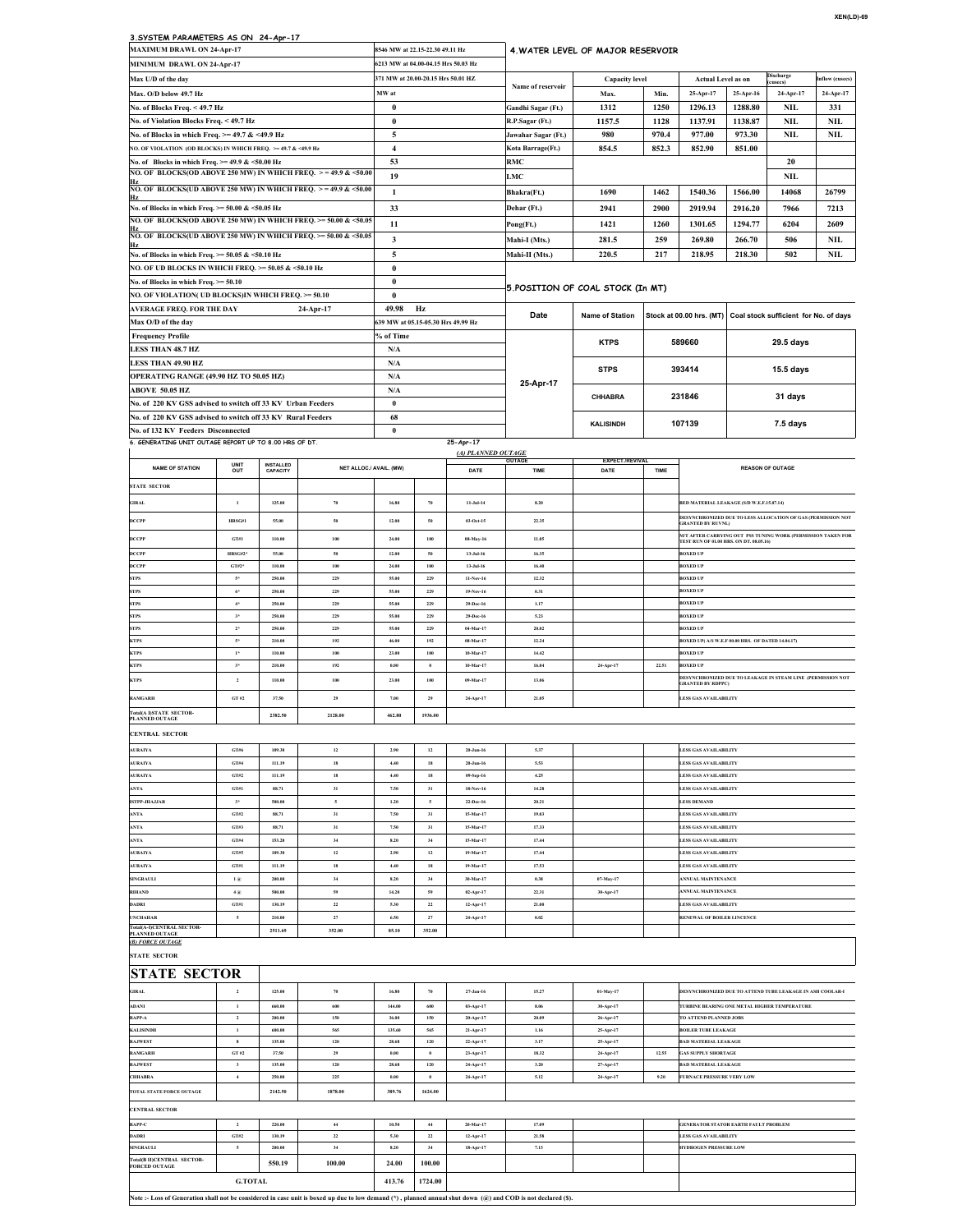XEN(LD)-69

## 3.SYSTEM PARAMETERS AS ON 24-Apr-17

| | |
|---|---|
| MAXIMUM DRAWL ON 24-Apr-17 | 8546 MW at 22.15-22.30 49.11 Hz |
| MINIMUM DRAWL ON 24-Apr-17 | 6213 MW at 04.00-04.15 Hrs 50.03 Hz |
| Max U/D of the day | 371 MW at 20.00-20.15 Hrs 50.01 HZ |
| Max. O/D below 49.7 Hz | MW at |
| No. of Blocks Freq. < 49.7 Hz | 0 |
| No. of Violation Blocks Freq. < 49.7 Hz | 0 |
| No. of Blocks in which Freq. >= 49.7 & <49.9 Hz | 5 |
| NO. OF VIOLATION (OD BLOCKS) IN WHICH FREQ. >= 49.7 & <49.9 Hz | 4 |
| No. of Blocks in which Freq. >= 49.9 & <50.00 Hz | 53 |
| NO. OF BLOCKS(OD ABOVE 250 MW) IN WHICH FREQ. > = 49.9 & <50.00 Hz | 19 |
| NO. OF BLOCKS(UD ABOVE 250 MW) IN WHICH FREQ. > = 49.9 & <50.00 Hz | 1 |
| No. of Blocks in which Freq. >= 50.00 & <50.05 Hz | 33 |
| NO. OF BLOCKS(OD ABOVE 250 MW) IN WHICH FREQ. >= 50.00 & <50.05 Hz | 11 |
| NO. OF BLOCKS(UD ABOVE 250 MW) IN WHICH FREQ. >= 50.00 & <50.05 Hz | 3 |
| No. of Blocks in which Freq. >= 50.05 & <50.10 Hz | 5 |
| NO. OF UD BLOCKS IN WHICH FREQ. >= 50.05 & <50.10 Hz | 0 |
| No. of Blocks in which Freq. >= 50.10 | 0 |
| NO. OF VIOLATION( UD BLOCKS)IN WHICH FREQ. >= 50.10 | 0 |
| AVERAGE FREQ. FOR THE DAY 24-Apr-17 | 49.98 Hz |
| Max O/D of the day | 639 MW at 05.15-05.30 Hrs 49.99 Hz |
| Frequency Profile | % of Time |
| LESS THAN 48.7 HZ | N/A |
| LESS THAN 49.90 HZ | N/A |
| OPERATING RANGE (49.90 HZ TO 50.05 HZ) | N/A |
| ABOVE 50.05 HZ | N/A |
| No. of 220 KV GSS advised to switch off 33 KV Urban Feeders | 0 |
| No. of 220 KV GSS advised to switch off 33 KV Rural Feeders | 68 |
| No. of 132 KV Feeders Disconnected | 0 |

## 4.WATER LEVEL OF MAJOR RESERVOIR

| Name of reservoir | Capacity level | | Actual Level as on | | Discharge (cusecs) | Inflow (cusecs) |
|---|---|---|---|---|---|---|
| | Max. | Min. | 25-Apr-17 | 25-Apr-16 | 24-Apr-17 | 24-Apr-17 |
| Gandhi Sagar (Ft.) | 1312 | 1250 | 1296.13 | 1288.80 | NIL | 331 |
| R.P.Sagar (Ft.) | 1157.5 | 1128 | 1137.91 | 1138.87 | NIL | NIL |
| Jawahar Sagar (Ft.) | 980 | 970.4 | 977.00 | 973.30 | NIL | NIL |
| Kota Barrage(Ft.) | 854.5 | 852.3 | 852.90 | 851.00 | | |
| RMC | | | | | 20 | |
| LMC | | | | | NIL | |
| Bhakra(Ft.) | 1690 | 1462 | 1540.36 | 1566.00 | 14068 | 26799 |
| Dehar (Ft.) | 2941 | 2900 | 2919.94 | 2916.20 | 7966 | 7213 |
| Pong(Ft.) | 1421 | 1260 | 1301.65 | 1294.77 | 6204 | 2609 |
| Mahi-I (Mts.) | 281.5 | 259 | 269.80 | 266.70 | 506 | NIL |
| Mahi-II (Mts.) | 220.5 | 217 | 218.95 | 218.30 | 502 | NIL |

## 5.POSITION OF COAL STOCK (In MT)

| Date | Name of Station | Stock at 00.00 hrs. (MT) | Coal stock sufficient for No. of days |
|---|---|---|---|
| 25-Apr-17 | KTPS | 589660 | 29.5 days |
| | STPS | 393414 | 15.5 days |
| | CHHABRA | 231846 | 31 days |
| | KALISINDH | 107139 | 7.5 days |

## 6. GENERATING UNIT OUTAGE REPORT UP TO 8.00 HRS OF DT. 25-Apr-17

*(A) PLANNED OUTAGE*

| NAME OF STATION | UNIT OUT | INSTALLED CAPACITY | NET ALLOC./ AVAIL. (MW) | | | OUTAGE DATE | OUTAGE TIME | EXPECT./REVIVAL DATE | EXPECT./REVIVAL TIME | REASON OF OUTAGE |
|---|---|---|---|---|---|---|---|---|---|---|
| **STATE SECTOR** | | | | | | | | | | |
| GIRAL | 1 | 125.00 | 70 | 16.80 | 70 | 11-Jul-14 | 8.20 | | | BED MATERIAL LEAKAGE (S/D W.E.F.15.07.14) |
| DCCPP | HRSG#1 | 55.00 | 50 | 12.00 | 50 | 03-Oct-15 | 22.35 | | | DESYNCHRONIZED DUE TO LESS ALLOCATION OF GAS (PERMISSION NOT GRANTED BY RUVNL) |
| DCCPP | GT#1 | 110.00 | 100 | 24.00 | 100 | 08-May-16 | 11.05 | | | S/T AFTER CARRYING OUT PSS TUNING WORK (PERMISSION TAKEN FOR TEST RUN OF 01.00 HRS. ON DT. 08.05.16) |
| DCCPP | HRSG#2* | 55.00 | 50 | 12.00 | 50 | 13-Jul-16 | 16.35 | | | BOXED UP |
| DCCPP | GT#2* | 110.00 | 100 | 24.00 | 100 | 13-Jul-16 | 16.40 | | | BOXED UP |
| STPS | 5* | 250.00 | 229 | 55.00 | 229 | 11-Nov-16 | 12.32 | | | BOXED UP |
| STPS | 6* | 250.00 | 229 | 55.00 | 229 | 19-Nov-16 | 0.31 | | | BOXED UP |
| STPS | 4* | 250.00 | 229 | 55.00 | 229 | 29-Dec-16 | 1.17 | | | BOXED UP |
| STPS | 3* | 250.00 | 229 | 55.00 | 229 | 29-Dec-16 | 5.23 | | | BOXED UP |
| STPS | 2* | 250.00 | 229 | 55.00 | 229 | 04-Mar-17 | 20.02 | | | BOXED UP |
| KTPS | 5* | 210.00 | 192 | 46.00 | 192 | 08-Mar-17 | 12.24 | | | BOXED UP( A/S W.E.F 00.00 HRS. OF DATED 14.04.17) |
| KTPS | 1* | 110.00 | 100 | 23.00 | 100 | 10-Mar-17 | 14.42 | | | BOXED UP |
| KTPS | 3* | 210.00 | 192 | 0.00 | 0 | 10-Mar-17 | 16.04 | 24-Apr-17 | 22.51 | BOXED UP |
| KTPS | 2 | 110.00 | 100 | 23.00 | 100 | 09-Mar-17 | 13.06 | | | DESYNCHRONIZED DUE TO LEAKAGE IN STEAM LINE (PERMISSION NOT GRANTED BY RDPPC) |
| RAMGARH | GT #2 | 37.50 | 29 | 7.00 | 29 | 24-Apr-17 | 21.05 | | | LESS GAS AVAILABILITY |
| Total(A I)STATE SECTOR-PLANNED OUTAGE | | 2382.50 | 2128.00 | 462.80 | 1936.00 | | | | | |
| **CENTRAL SECTOR** | | | | | | | | | | |
| AURAIYA | GT#6 | 109.30 | 12 | 2.90 | 12 | 20-Jun-16 | 5.37 | | | LESS GAS AVAILABILITY |
| AURAIYA | GT#4 | 111.19 | 18 | 4.40 | 18 | 20-Jun-16 | 5.53 | | | LESS GAS AVAILABILITY |
| AURAIYA | GT#2 | 111.19 | 18 | 4.40 | 18 | 09-Sep-16 | 4.25 | | | LESS GAS AVAILABILITY |
| ANTA | GT#1 | 88.71 | 31 | 7.50 | 31 | 18-Nov-16 | 14.28 | | | LESS GAS AVAILABILITY |
| ISTPP-JHAJJAR | 3* | 500.00 | 5 | 1.20 | 5 | 22-Dec-16 | 20.21 | | | LESS DEMAND |
| ANTA | GT#2 | 88.71 | 31 | 7.50 | 31 | 15-Mar-17 | 19.03 | | | LESS GAS AVAILABILITY |
| ANTA | GT#3 | 88.71 | 31 | 7.50 | 31 | 15-Mar-17 | 17.33 | | | LESS GAS AVAILABILITY |
| ANTA | GT#4 | 153.20 | 34 | 8.20 | 34 | 15-Mar-17 | 17.44 | | | LESS GAS AVAILABILITY |
| AURAIYA | GT#5 | 109.30 | 12 | 2.90 | 12 | 19-Mar-17 | 17.44 | | | LESS GAS AVAILABILITY |
| AURAIYA | GT#1 | 111.19 | 18 | 4.40 | 18 | 19-Mar-17 | 17.53 | | | LESS GAS AVAILABILITY |
| SINGRAULI | 1 @ | 200.00 | 34 | 8.20 | 34 | 30-Mar-17 | 0.38 | 07-May-17 | | ANNUAL MAINTENANCE |
| RIHAND | 4 @ | 500.00 | 59 | 14.20 | 59 | 02-Apr-17 | 22.31 | 30-Apr-17 | | ANNUAL MAINTENANCE |
| DADRI | GT#1 | 130.19 | 22 | 5.30 | 22 | 12-Apr-17 | 21.00 | | | LESS GAS AVAILABILITY |
| UNCHAHAR | 5 | 210.00 | 27 | 6.50 | 27 | 24-Apr-17 | 0.02 | | | RENEWAL OF BOILER LINCENCE |
| Total(A-I)CENTRAL SECTOR-PLANNED OUTAGE | | 2511.69 | 352.00 | 85.10 | 352.00 | | | | | |

*(B) FORCE OUTAGE*

| NAME OF STATION | UNIT OUT | INSTALLED CAPACITY | NET ALLOC./ AVAIL. (MW) | | | OUTAGE DATE | OUTAGE TIME | EXPECT./REVIVAL DATE | EXPECT./REVIVAL TIME | REASON OF OUTAGE |
|---|---|---|---|---|---|---|---|---|---|---|
| **STATE SECTOR** | | | | | | | | | | |
| GIRAL | 2 | 125.00 | 70 | 16.80 | 70 | 27-Jan-16 | 15.27 | 01-May-17 | | DESYNCHRONIZED DUE TO ATTEND TUBE LEAKAGE IN ASH COOLAR-I |
| ADANI | 1 | 660.00 | 600 | 144.00 | 600 | 03-Apr-17 | 8.06 | 30-Apr-17 | | TURBINE BEARING ONE METAL HIGHER TEMPERATURE |
| RAPP-A | 2 | 200.00 | 150 | 36.00 | 150 | 20-Apr-17 | 20.09 | 26-Apr-17 | | TO ATTEND PLANNED JOBS |
| KALISINDH | 1 | 600.00 | 565 | 135.60 | 565 | 21-Apr-17 | 1.16 | 25-Apr-17 | | BOILER TUBE LEAKAGE |
| RAJWEST | 8 | 135.00 | 120 | 28.68 | 120 | 22-Apr-17 | 3.17 | 25-Apr-17 | | BAD MATERIAL LEAKAGE |
| RAMGARH | GT #2 | 37.50 | 29 | 0.00 | 0 | 23-Apr-17 | 18.32 | 24-Apr-17 | 12.55 | GAS SUPPLY SHORTAGE |
| RAJWEST | 3 | 135.00 | 120 | 28.68 | 120 | 24-Apr-17 | 3.20 | 27-Apr-17 | | BAD MATERIAL LEAKAGE |
| CHHABRA | 4 | 250.00 | 225 | 0.00 | 0 | 24-Apr-17 | 5.12 | 24-Apr-17 | 9.20 | FURNACE PRESSURE VERY LOW |
| TOTAL STATE FORCE OUTAGE | | 2142.50 | 1878.00 | 389.76 | 1624.00 | | | | | |
| **CENTRAL SECTOR** | | | | | | | | | | |
| RAPP-C | 2 | 220.00 | 44 | 10.50 | 44 | 28-Mar-17 | 17.09 | | | GENERATOR STATOR EARTH FAULT PROBLEM |
| DADRI | GT#2 | 130.19 | 22 | 5.30 | 22 | 12-Apr-17 | 21.58 | | | LESS GAS AVAILABILITY |
| SINGRAULI | 5 | 200.00 | 34 | 8.20 | 34 | 18-Apr-17 | 7.13 | | | HYDROGEN PRESSURE LOW |
| Total(B II)CENTRAL SECTOR-FORCED OUTAGE | | 550.19 | 100.00 | 24.00 | 100.00 | | | | | |
| G.TOTAL | | | | 413.76 | 1724.00 | | | | | |

Note :- Loss of Generation shall not be considered in case unit is boxed up due to low demand (*) , planned annual shut down (@) and COD is not declared ($).